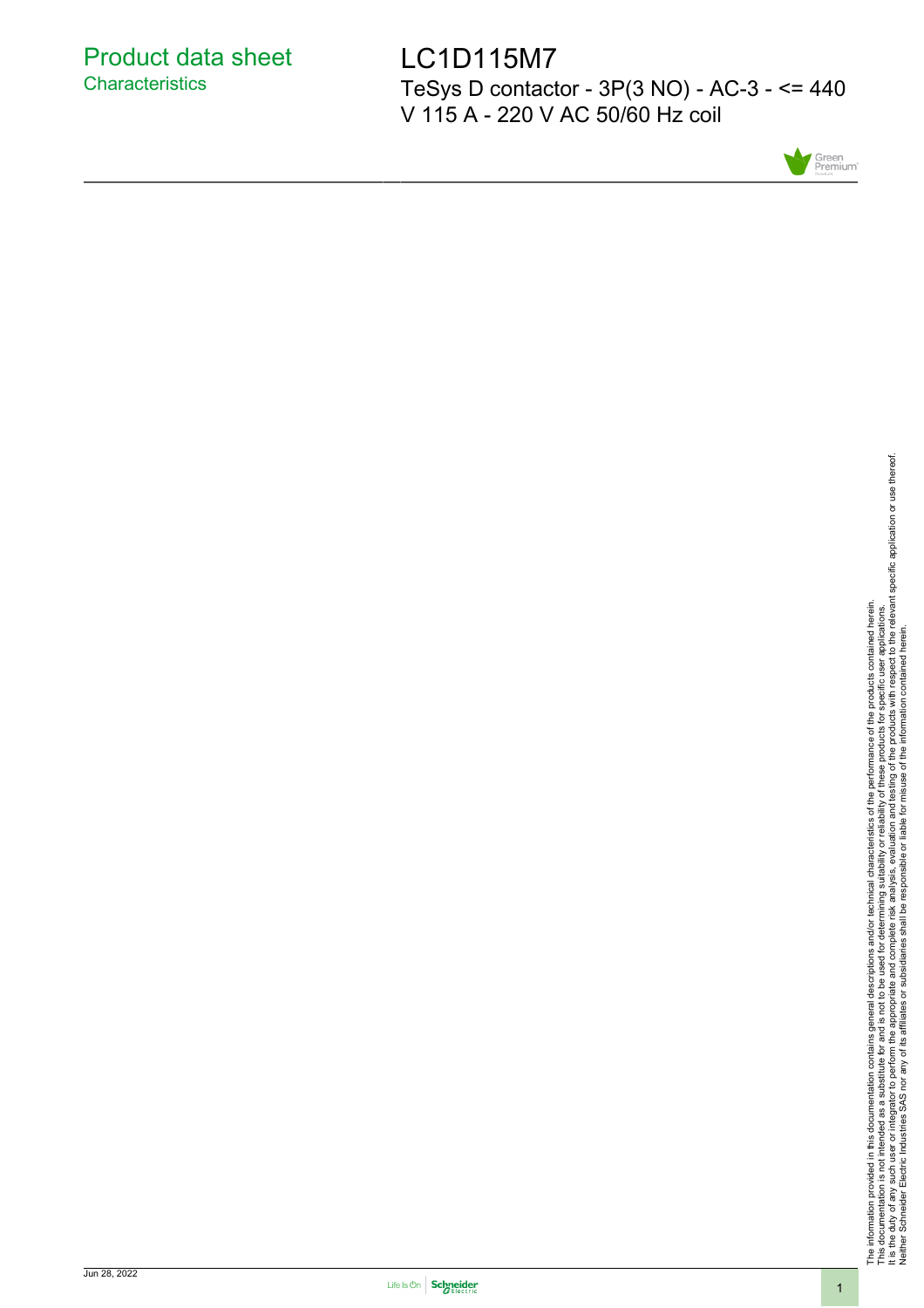# Product data sheet
## Characteristics

# LC1D115M7

TeSys D contactor - 3P(3 NO) - AC-3 - <= 440 V 115 A - 220 V AC 50/60 Hz coil

The information provided in this documentation contains general descriptions and/or technical characteristics of the performance of the products contained herein.
This documentation is not intended as a substitute for and is not to be used for determining suitability or reliability of these products for specific user applications.
It is the duty of any such user or integrator to perform the appropriate and complete risk analysis, evaluation and testing of the products with respect to the relevant specific application or use thereof.
Neither Schneider Electric Industries SAS nor any of its affiliates or subsidiaries shall be responsible or liable for misuse of the information contained herein.

Jun 28, 2022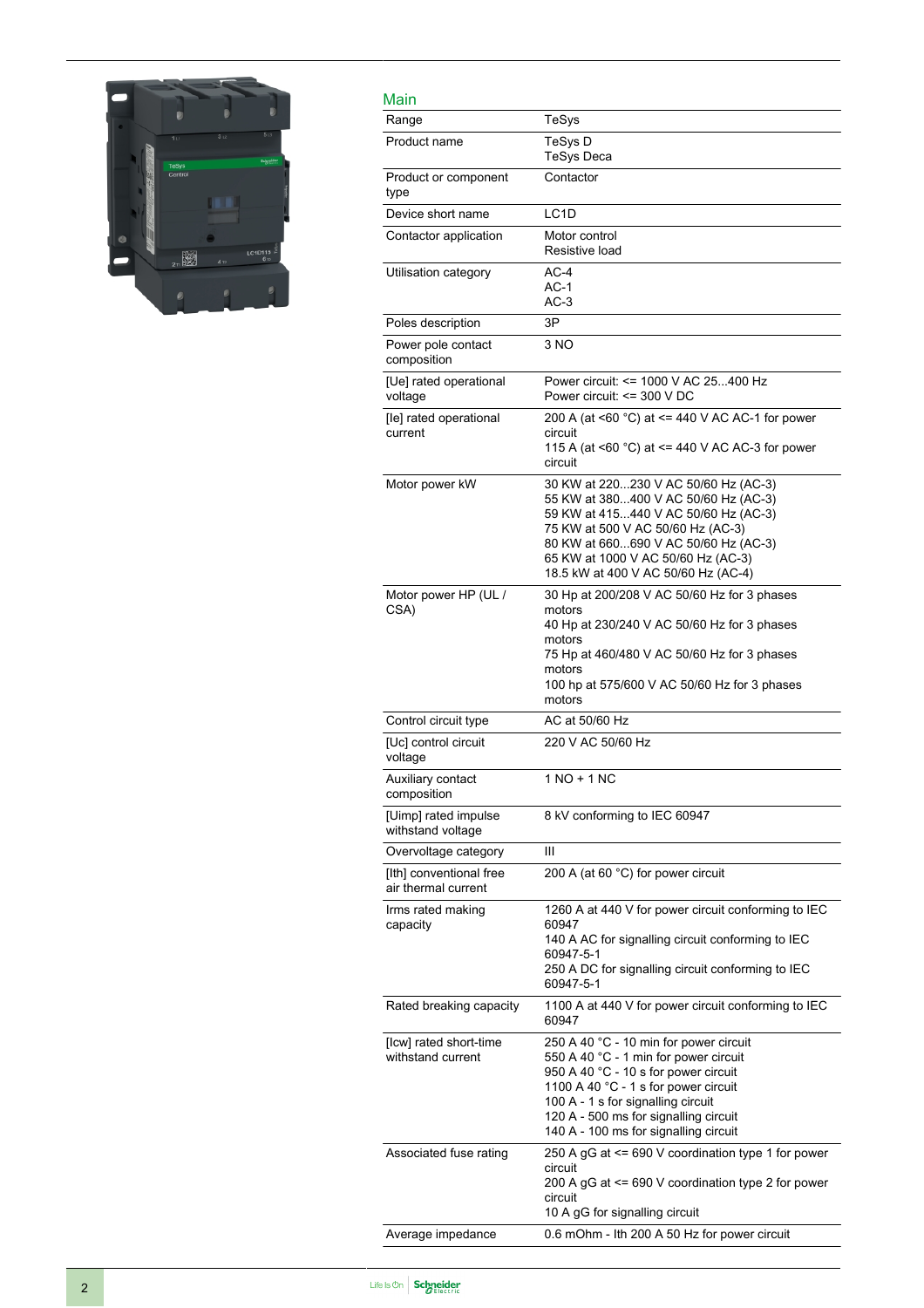## Main

| | |
|---|---|
| Range | TeSys |
| Product name | TeSys D<br>TeSys Deca |
| Product or component type | Contactor |
| Device short name | LC1D |
| Contactor application | Motor control<br>Resistive load |
| Utilisation category | AC-4<br>AC-1<br>AC-3 |
| Poles description | 3P |
| Power pole contact composition | 3 NO |
| [Ue] rated operational voltage | Power circuit: <= 1000 V AC 25...400 Hz<br>Power circuit: <= 300 V DC |
| [Ie] rated operational current | 200 A (at <60 °C) at <= 440 V AC AC-1 for power circuit<br>115 A (at <60 °C) at <= 440 V AC AC-3 for power circuit |
| Motor power kW | 30 KW at 220...230 V AC 50/60 Hz (AC-3)<br>55 KW at 380...400 V AC 50/60 Hz (AC-3)<br>59 KW at 415...440 V AC 50/60 Hz (AC-3)<br>75 KW at 500 V AC 50/60 Hz (AC-3)<br>80 KW at 660...690 V AC 50/60 Hz (AC-3)<br>65 KW at 1000 V AC 50/60 Hz (AC-3)<br>18.5 kW at 400 V AC 50/60 Hz (AC-4) |
| Motor power HP (UL / CSA) | 30 Hp at 200/208 V AC 50/60 Hz for 3 phases motors<br>40 Hp at 230/240 V AC 50/60 Hz for 3 phases motors<br>75 Hp at 460/480 V AC 50/60 Hz for 3 phases motors<br>100 hp at 575/600 V AC 50/60 Hz for 3 phases motors |
| Control circuit type | AC at 50/60 Hz |
| [Uc] control circuit voltage | 220 V AC 50/60 Hz |
| Auxiliary contact composition | 1 NO + 1 NC |
| [Uimp] rated impulse withstand voltage | 8 kV conforming to IEC 60947 |
| Overvoltage category | III |
| [Ith] conventional free air thermal current | 200 A (at 60 °C) for power circuit |
| Irms rated making capacity | 1260 A at 440 V for power circuit conforming to IEC 60947<br>140 A AC for signalling circuit conforming to IEC 60947-5-1<br>250 A DC for signalling circuit conforming to IEC 60947-5-1 |
| Rated breaking capacity | 1100 A at 440 V for power circuit conforming to IEC 60947 |
| [Icw] rated short-time withstand current | 250 A 40 °C - 10 min for power circuit<br>550 A 40 °C - 1 min for power circuit<br>950 A 40 °C - 10 s for power circuit<br>1100 A 40 °C - 1 s for power circuit<br>100 A - 1 s for signalling circuit<br>120 A - 500 ms for signalling circuit<br>140 A - 100 ms for signalling circuit |
| Associated fuse rating | 250 A gG at <= 690 V coordination type 1 for power circuit<br>200 A gG at <= 690 V coordination type 2 for power circuit<br>10 A gG for signalling circuit |
| Average impedance | 0.6 mOhm - Ith 200 A 50 Hz for power circuit |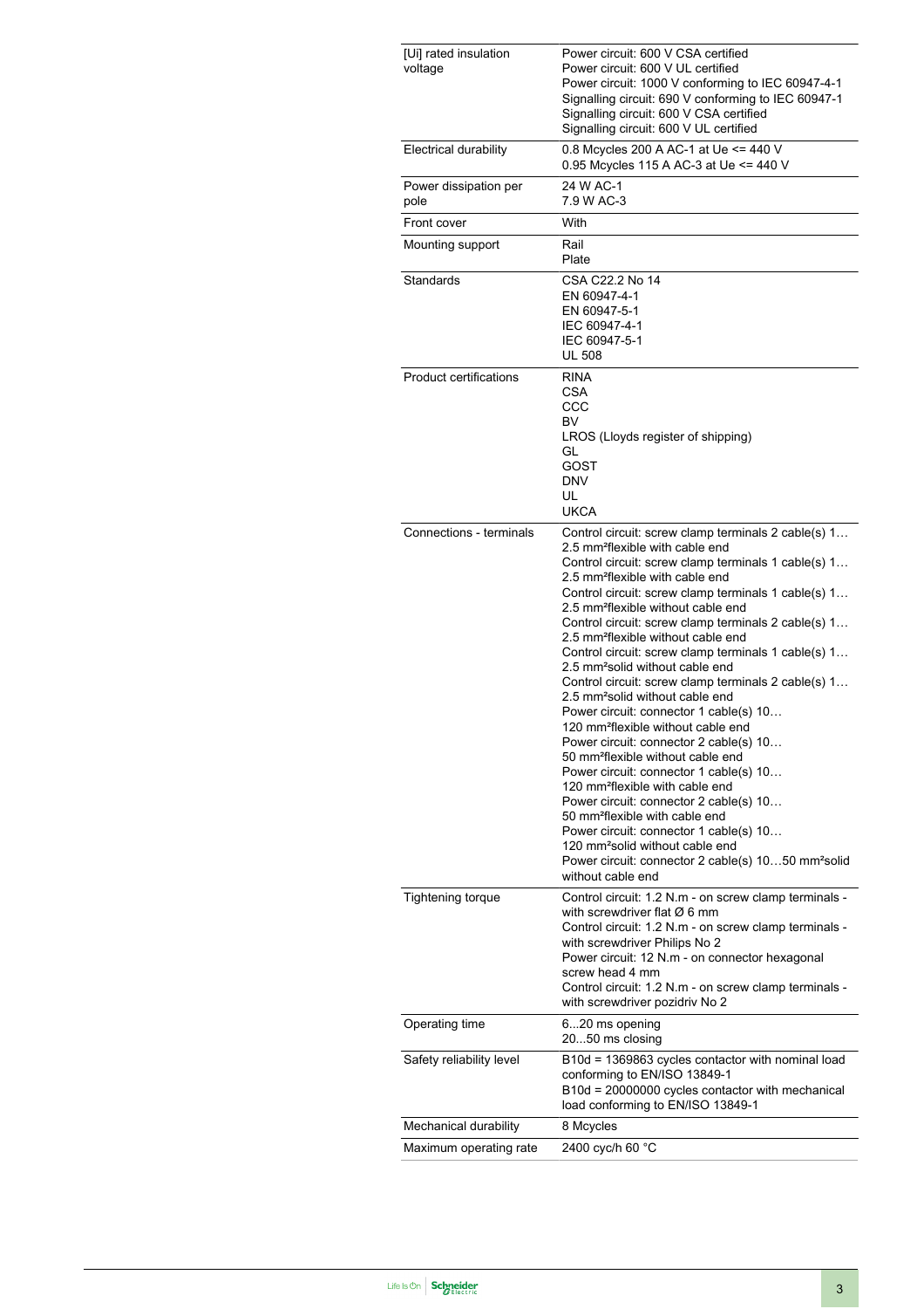| | |
|---|---|
| [Ui] rated insulation voltage | Power circuit: 600 V CSA certified<br>Power circuit: 600 V UL certified<br>Power circuit: 1000 V conforming to IEC 60947-4-1<br>Signalling circuit: 690 V conforming to IEC 60947-1<br>Signalling circuit: 600 V CSA certified<br>Signalling circuit: 600 V UL certified |
| Electrical durability | 0.8 Mcycles 200 A AC-1 at Ue <= 440 V<br>0.95 Mcycles 115 A AC-3 at Ue <= 440 V |
| Power dissipation per pole | 24 W AC-1<br>7.9 W AC-3 |
| Front cover | With |
| Mounting support | Rail<br>Plate |
| Standards | CSA C22.2 No 14<br>EN 60947-4-1<br>EN 60947-5-1<br>IEC 60947-4-1<br>IEC 60947-5-1<br>UL 508 |
| Product certifications | RINA<br>CSA<br>CCC<br>BV<br>LROS (Lloyds register of shipping)<br>GL<br>GOST<br>DNV<br>UL<br>UKCA |
| Connections - terminals | Control circuit: screw clamp terminals 2 cable(s) 1…2.5 mm²flexible with cable end<br>Control circuit: screw clamp terminals 1 cable(s) 1…2.5 mm²flexible with cable end<br>Control circuit: screw clamp terminals 1 cable(s) 1…2.5 mm²flexible without cable end<br>Control circuit: screw clamp terminals 2 cable(s) 1…2.5 mm²flexible without cable end<br>Control circuit: screw clamp terminals 1 cable(s) 1…2.5 mm²solid without cable end<br>Control circuit: screw clamp terminals 2 cable(s) 1…2.5 mm²solid without cable end<br>Power circuit: connector 1 cable(s) 10…120 mm²flexible without cable end<br>Power circuit: connector 2 cable(s) 10…50 mm²flexible without cable end<br>Power circuit: connector 1 cable(s) 10…120 mm²flexible with cable end<br>Power circuit: connector 2 cable(s) 10…50 mm²flexible with cable end<br>Power circuit: connector 1 cable(s) 10…120 mm²solid without cable end<br>Power circuit: connector 2 cable(s) 10…50 mm²solid without cable end |
| Tightening torque | Control circuit: 1.2 N.m - on screw clamp terminals - with screwdriver flat Ø 6 mm<br>Control circuit: 1.2 N.m - on screw clamp terminals - with screwdriver Philips No 2<br>Power circuit: 12 N.m - on connector hexagonal screw head 4 mm<br>Control circuit: 1.2 N.m - on screw clamp terminals - with screwdriver pozidriv No 2 |
| Operating time | 6...20 ms opening<br>20...50 ms closing |
| Safety reliability level | B10d = 1369863 cycles contactor with nominal load conforming to EN/ISO 13849-1<br>B10d = 20000000 cycles contactor with mechanical load conforming to EN/ISO 13849-1 |
| Mechanical durability | 8 Mcycles |
| Maximum operating rate | 2400 cyc/h 60 °C |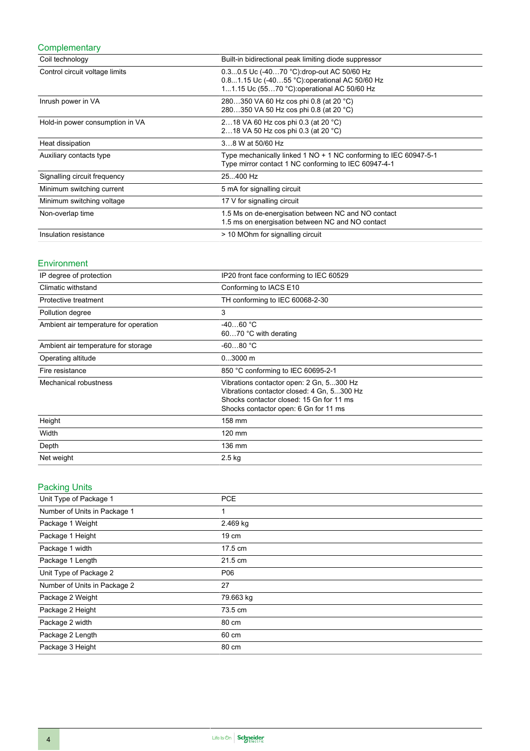## Complementary

| | |
|---|---|
| Coil technology | Built-in bidirectional peak limiting diode suppressor |
| Control circuit voltage limits | 0.3...0.5 Uc (-40…70 °C):drop-out AC 50/60 Hz<br>0.8...1.15 Uc (-40…55 °C):operational AC 50/60 Hz<br>1...1.15 Uc (55…70 °C):operational AC 50/60 Hz |
| Inrush power in VA | 280…350 VA 60 Hz cos phi 0.8 (at 20 °C)<br>280…350 VA 50 Hz cos phi 0.8 (at 20 °C) |
| Hold-in power consumption in VA | 2…18 VA 60 Hz cos phi 0.3 (at 20 °C)<br>2…18 VA 50 Hz cos phi 0.3 (at 20 °C) |
| Heat dissipation | 3…8 W at 50/60 Hz |
| Auxiliary contacts type | Type mechanically linked 1 NO + 1 NC conforming to IEC 60947-5-1<br>Type mirror contact 1 NC conforming to IEC 60947-4-1 |
| Signalling circuit frequency | 25...400 Hz |
| Minimum switching current | 5 mA for signalling circuit |
| Minimum switching voltage | 17 V for signalling circuit |
| Non-overlap time | 1.5 Ms on de-energisation between NC and NO contact<br>1.5 ms on energisation between NC and NO contact |
| Insulation resistance | > 10 MOhm for signalling circuit |

## Environment

| | |
|---|---|
| IP degree of protection | IP20 front face conforming to IEC 60529 |
| Climatic withstand | Conforming to IACS E10 |
| Protective treatment | TH conforming to IEC 60068-2-30 |
| Pollution degree | 3 |
| Ambient air temperature for operation | -40…60 °C<br>60…70 °C with derating |
| Ambient air temperature for storage | -60…80 °C |
| Operating altitude | 0...3000 m |
| Fire resistance | 850 °C conforming to IEC 60695-2-1 |
| Mechanical robustness | Vibrations contactor open: 2 Gn, 5...300 Hz<br>Vibrations contactor closed: 4 Gn, 5...300 Hz<br>Shocks contactor closed: 15 Gn for 11 ms<br>Shocks contactor open: 6 Gn for 11 ms |
| Height | 158 mm |
| Width | 120 mm |
| Depth | 136 mm |
| Net weight | 2.5 kg |

## Packing Units

| | |
|---|---|
| Unit Type of Package 1 | PCE |
| Number of Units in Package 1 | 1 |
| Package 1 Weight | 2.469 kg |
| Package 1 Height | 19 cm |
| Package 1 width | 17.5 cm |
| Package 1 Length | 21.5 cm |
| Unit Type of Package 2 | P06 |
| Number of Units in Package 2 | 27 |
| Package 2 Weight | 79.663 kg |
| Package 2 Height | 73.5 cm |
| Package 2 width | 80 cm |
| Package 2 Length | 60 cm |
| Package 3 Height | 80 cm |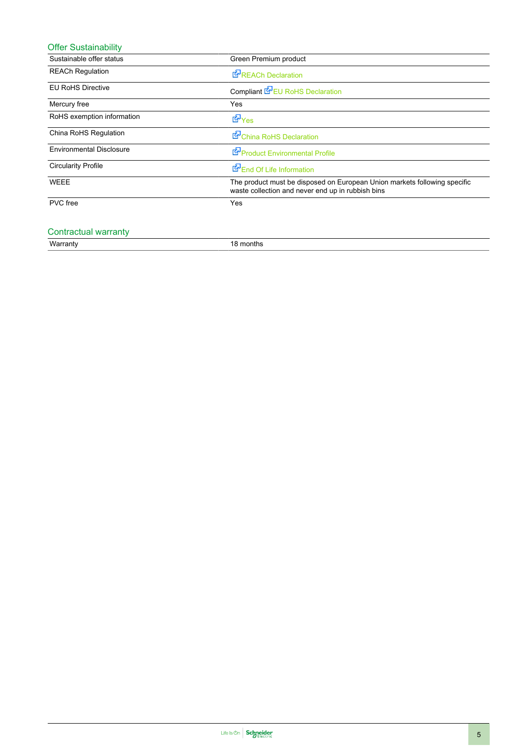## Offer Sustainability

| | |
|---|---|
| Sustainable offer status | Green Premium product |
| REACh Regulation | REACh Declaration |
| EU RoHS Directive | Compliant EU RoHS Declaration |
| Mercury free | Yes |
| RoHS exemption information | Yes |
| China RoHS Regulation | China RoHS Declaration |
| Environmental Disclosure | Product Environmental Profile |
| Circularity Profile | End Of Life Information |
| WEEE | The product must be disposed on European Union markets following specific waste collection and never end up in rubbish bins |
| PVC free | Yes |

## Contractual warranty

| | |
|---|---|
| Warranty | 18 months |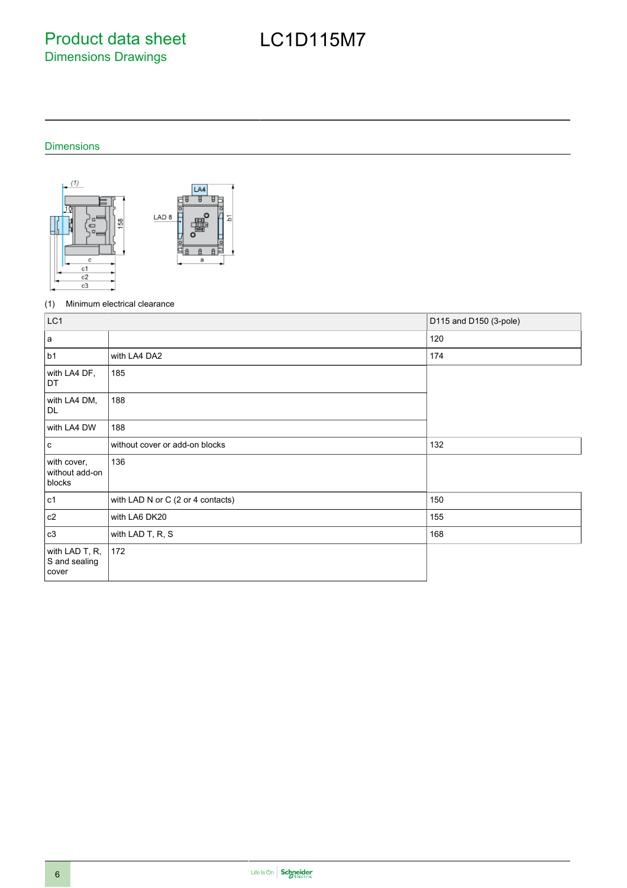## Dimensions

(1) Minimum electrical clearance

| LC1 | | D115 and D150 (3-pole) |
|---|---|---|
| a | | 120 |
| b1 | with LA4 DA2 | 174 |
| with LA4 DF, DT | 185 | |
| with LA4 DM, DL | 188 | |
| with LA4 DW | 188 | |
| c | without cover or add-on blocks | 132 |
| with cover, without add-on blocks | 136 | |
| c1 | with LAD N or C (2 or 4 contacts) | 150 |
| c2 | with LA6 DK20 | 155 |
| c3 | with LAD T, R, S | 168 |
| with LAD T, R, S and sealing cover | 172 | |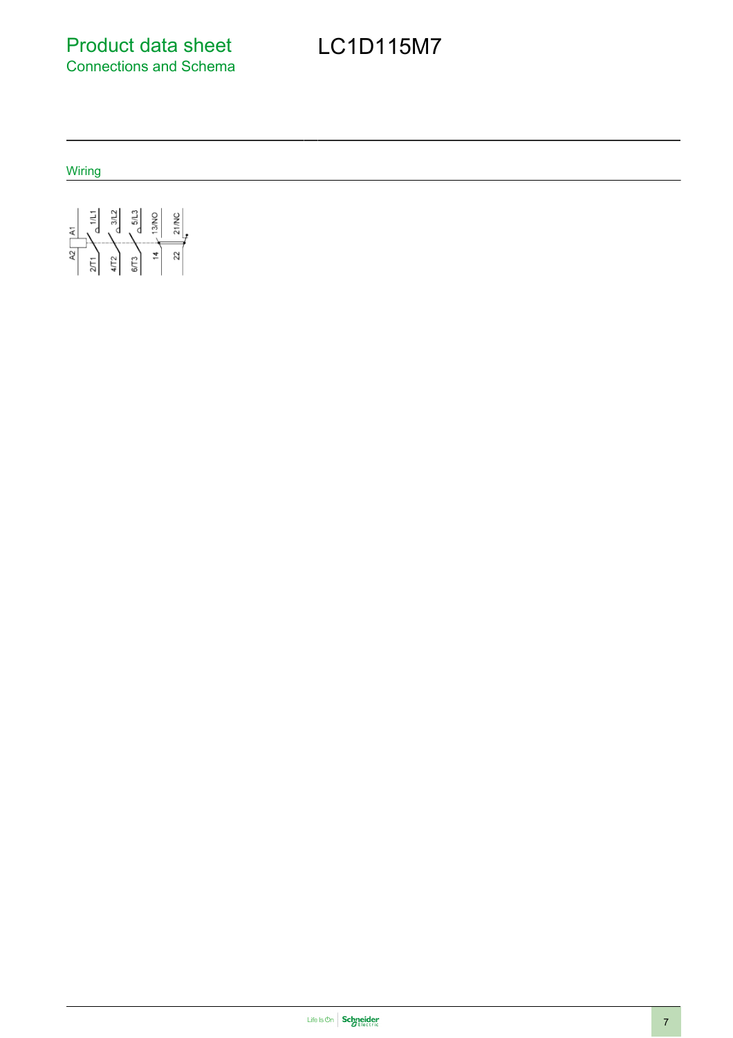Product data sheet
Connections and Schema

# LC1D115M7

## Wiring

A1
A2
1/L1
2/T1
3/L2
4/T2
5/L3
6/T3
13/NO
14
21/NC
22